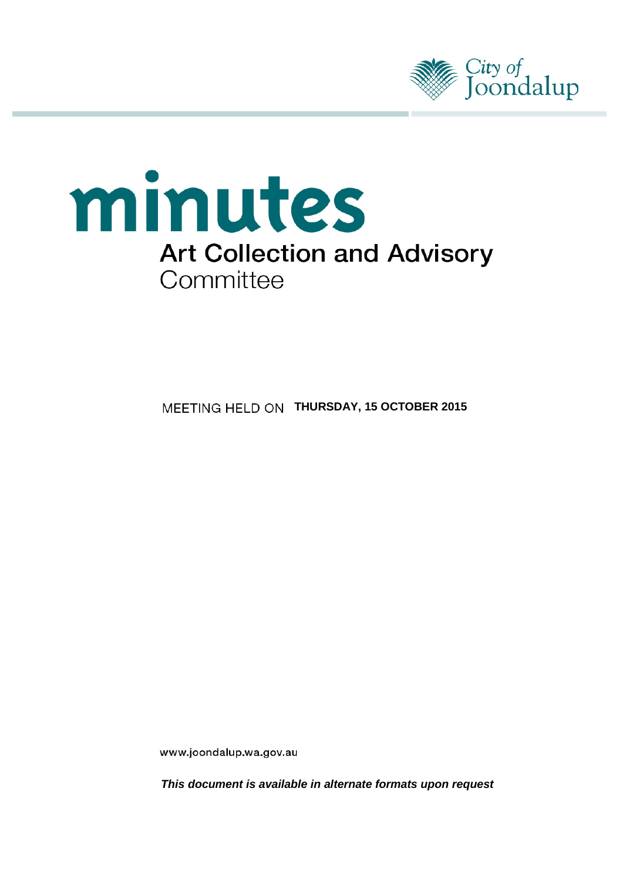City of Joondalup

# minutes

## Art Collection and Advisory Committee

MEETING HELD ON **THURSDAY, 15 OCTOBER 2015**

www.joondalup.wa.gov.au

***This document is available in alternate formats upon request***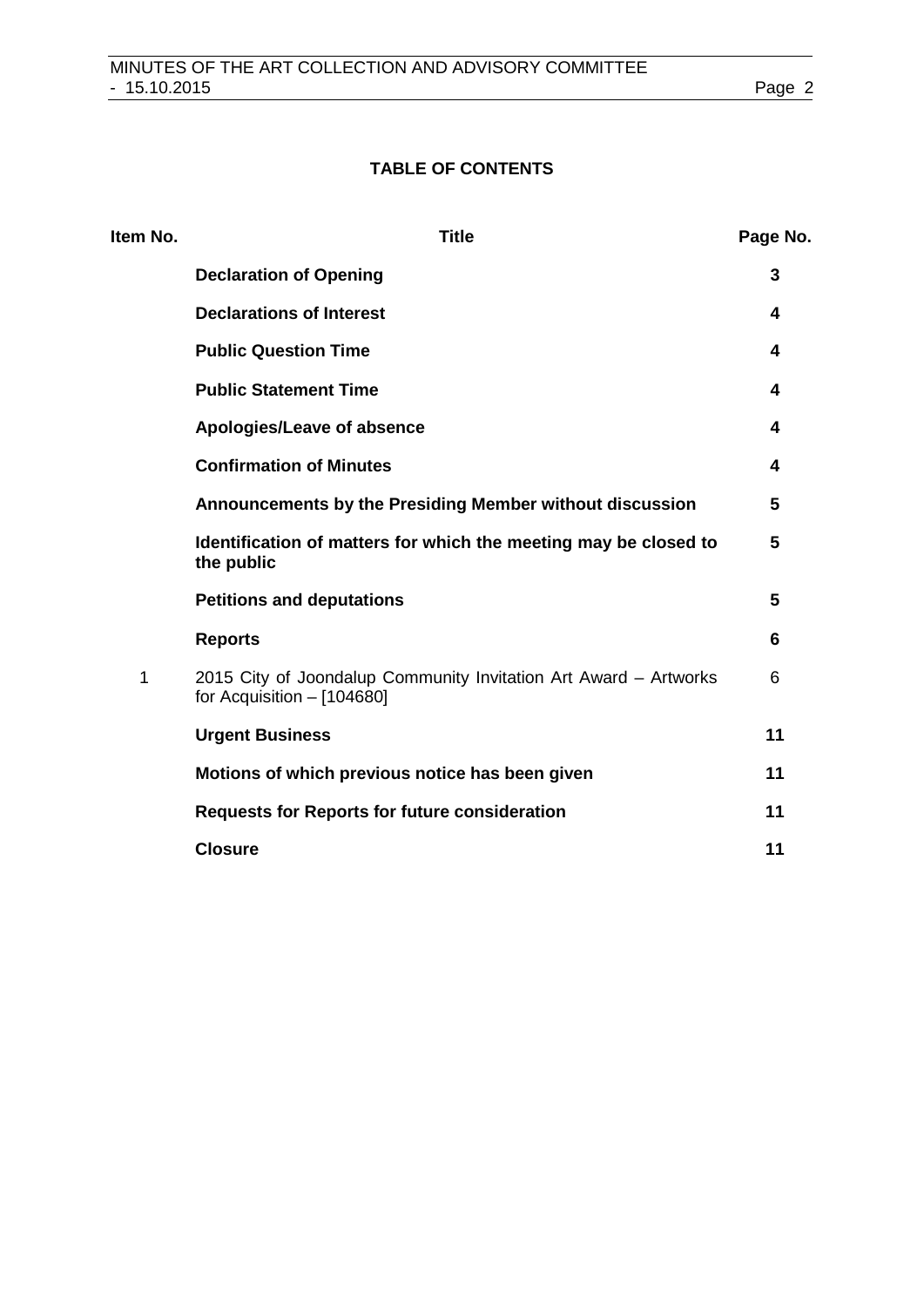**TABLE OF CONTENTS**

| Item No. | Title | Page No. |
|---|---|---|
| | **Declaration of Opening** | **3** |
| | **Declarations of Interest** | **4** |
| | **Public Question Time** | **4** |
| | **Public Statement Time** | **4** |
| | **Apologies/Leave of absence** | **4** |
| | **Confirmation of Minutes** | **4** |
| | **Announcements by the Presiding Member without discussion** | **5** |
| | **Identification of matters for which the meeting may be closed to the public** | **5** |
| | **Petitions and deputations** | **5** |
| | **Reports** | **6** |
| 1 | 2015 City of Joondalup Community Invitation Art Award – Artworks for Acquisition – [104680] | 6 |
| | **Urgent Business** | **11** |
| | **Motions of which previous notice has been given** | **11** |
| | **Requests for Reports for future consideration** | **11** |
| | **Closure** | **11** |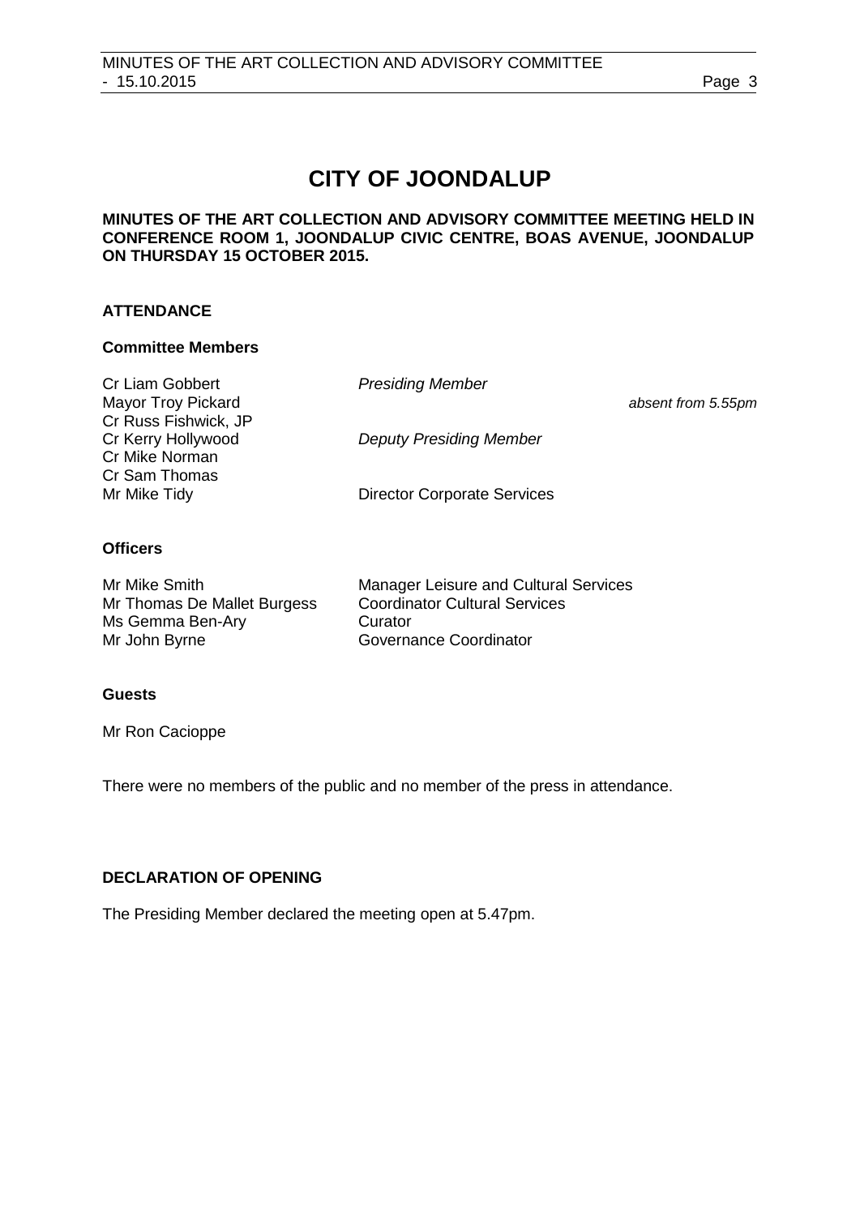# CITY OF JOONDALUP

**MINUTES OF THE ART COLLECTION AND ADVISORY COMMITTEE MEETING HELD IN CONFERENCE ROOM 1, JOONDALUP CIVIC CENTRE, BOAS AVENUE, JOONDALUP ON THURSDAY 15 OCTOBER 2015.**

## ATTENDANCE

### Committee Members

| | | |
|---|---|---|
| Cr Liam Gobbert | *Presiding Member* | |
| Mayor Troy Pickard | | *absent from 5.55pm* |
| Cr Russ Fishwick, JP | | |
| Cr Kerry Hollywood | *Deputy Presiding Member* | |
| Cr Mike Norman | | |
| Cr Sam Thomas | | |
| Mr Mike Tidy | Director Corporate Services | |

### Officers

| | |
|---|---|
| Mr Mike Smith | Manager Leisure and Cultural Services |
| Mr Thomas De Mallet Burgess | Coordinator Cultural Services |
| Ms Gemma Ben-Ary | Curator |
| Mr John Byrne | Governance Coordinator |

### Guests

Mr Ron Cacioppe

There were no members of the public and no member of the press in attendance.

## DECLARATION OF OPENING

The Presiding Member declared the meeting open at 5.47pm.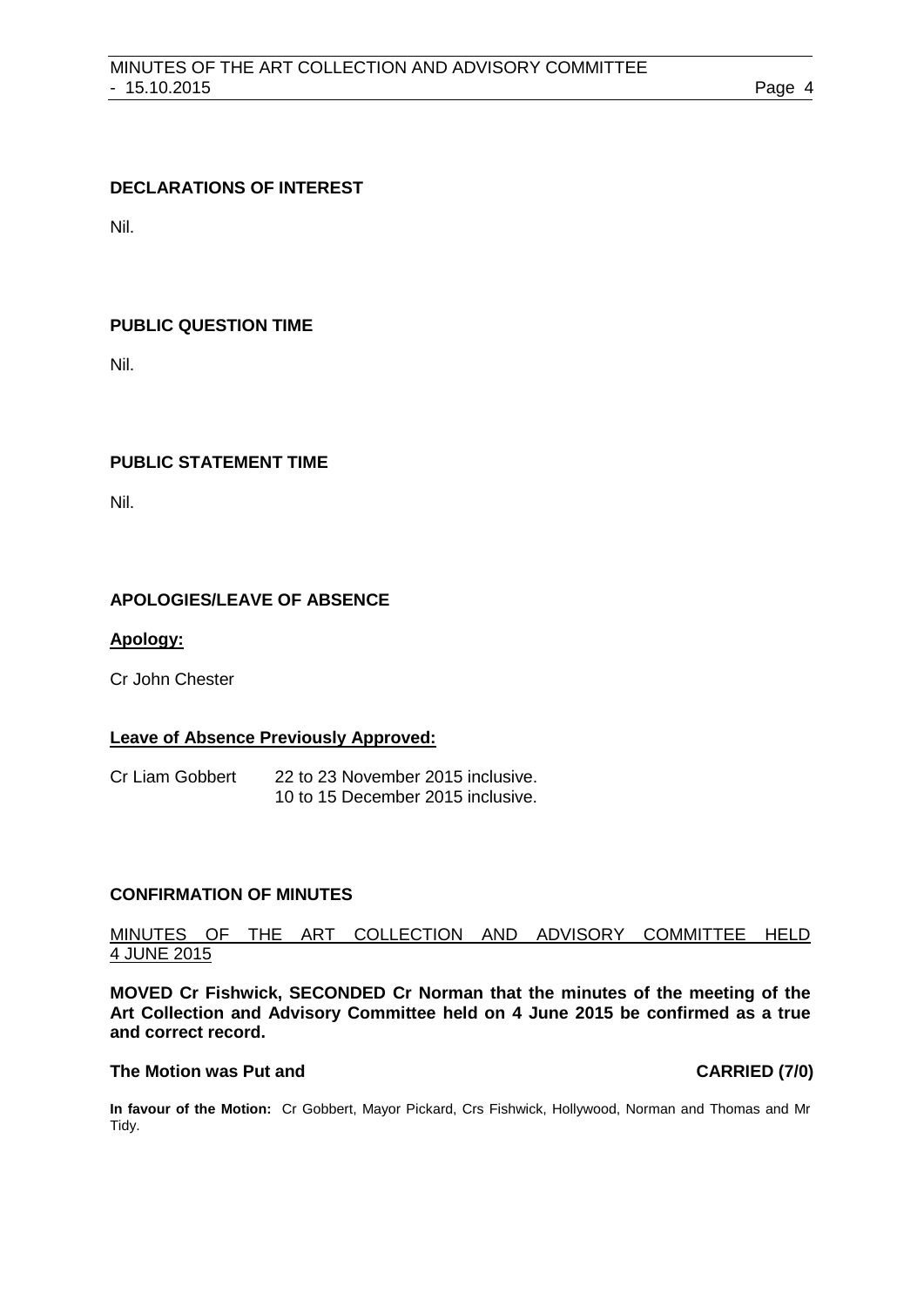## DECLARATIONS OF INTEREST

Nil.

## PUBLIC QUESTION TIME

Nil.

## PUBLIC STATEMENT TIME

Nil.

## APOLOGIES/LEAVE OF ABSENCE

**Apology:**

Cr John Chester

**Leave of Absence Previously Approved:**

| | |
|---|---|
| Cr Liam Gobbert | 22 to 23 November 2015 inclusive. |
| | 10 to 15 December 2015 inclusive. |

## CONFIRMATION OF MINUTES

MINUTES OF THE ART COLLECTION AND ADVISORY COMMITTEE HELD 4 JUNE 2015

**MOVED Cr Fishwick, SECONDED Cr Norman that the minutes of the meeting of the Art Collection and Advisory Committee held on 4 June 2015 be confirmed as a true and correct record.**

**The Motion was Put and CARRIED (7/0)**

**In favour of the Motion:** Cr Gobbert, Mayor Pickard, Crs Fishwick, Hollywood, Norman and Thomas and Mr Tidy.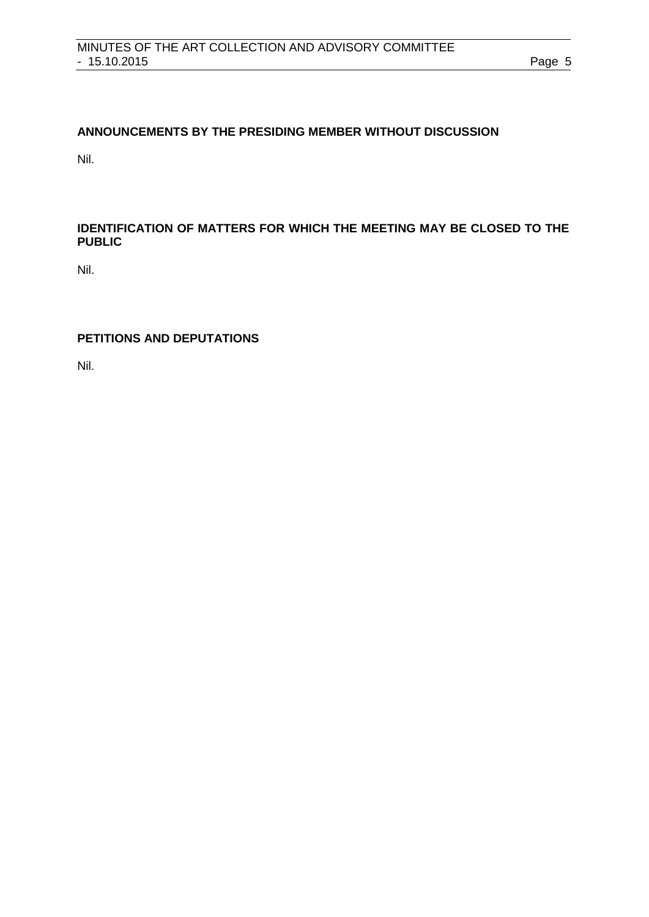## ANNOUNCEMENTS BY THE PRESIDING MEMBER WITHOUT DISCUSSION

Nil.

## IDENTIFICATION OF MATTERS FOR WHICH THE MEETING MAY BE CLOSED TO THE PUBLIC

Nil.

## PETITIONS AND DEPUTATIONS

Nil.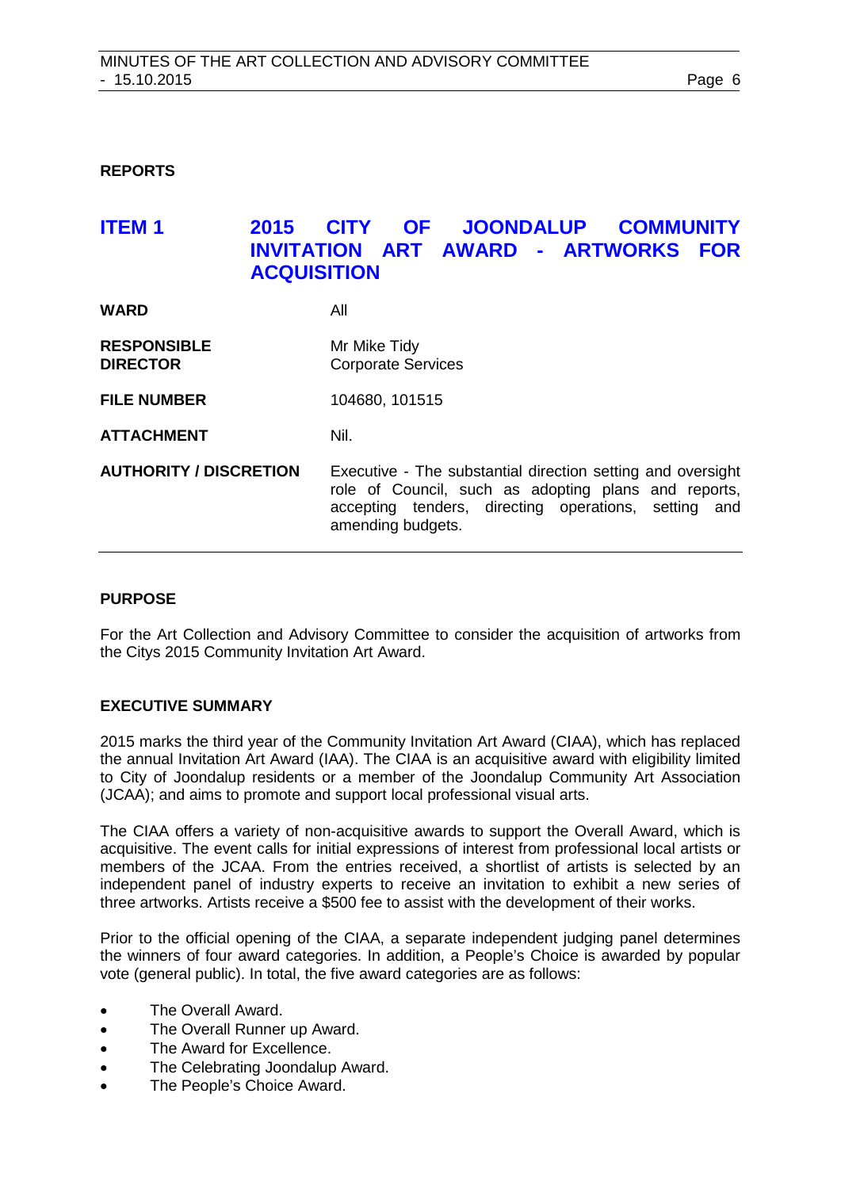## REPORTS

## ITEM 1 2015 CITY OF JOONDALUP COMMUNITY INVITATION ART AWARD - ARTWORKS FOR ACQUISITION

| | |
|---|---|
| **WARD** | All |
| **RESPONSIBLE DIRECTOR** | Mr Mike Tidy<br>Corporate Services |
| **FILE NUMBER** | 104680, 101515 |
| **ATTACHMENT** | Nil. |
| **AUTHORITY / DISCRETION** | Executive - The substantial direction setting and oversight role of Council, such as adopting plans and reports, accepting tenders, directing operations, setting and amending budgets. |

### PURPOSE

For the Art Collection and Advisory Committee to consider the acquisition of artworks from the Citys 2015 Community Invitation Art Award.

### EXECUTIVE SUMMARY

2015 marks the third year of the Community Invitation Art Award (CIAA), which has replaced the annual Invitation Art Award (IAA). The CIAA is an acquisitive award with eligibility limited to City of Joondalup residents or a member of the Joondalup Community Art Association (JCAA); and aims to promote and support local professional visual arts.

The CIAA offers a variety of non-acquisitive awards to support the Overall Award, which is acquisitive. The event calls for initial expressions of interest from professional local artists or members of the JCAA. From the entries received, a shortlist of artists is selected by an independent panel of industry experts to receive an invitation to exhibit a new series of three artworks. Artists receive a $500 fee to assist with the development of their works.

Prior to the official opening of the CIAA, a separate independent judging panel determines the winners of four award categories. In addition, a People's Choice is awarded by popular vote (general public). In total, the five award categories are as follows:

- The Overall Award.
- The Overall Runner up Award.
- The Award for Excellence.
- The Celebrating Joondalup Award.
- The People's Choice Award.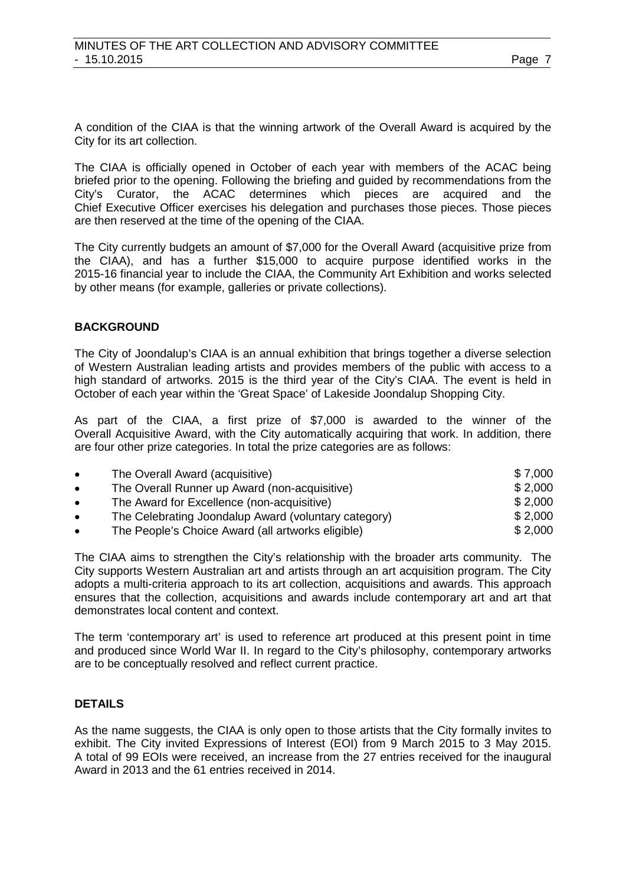A condition of the CIAA is that the winning artwork of the Overall Award is acquired by the City for its art collection.

The CIAA is officially opened in October of each year with members of the ACAC being briefed prior to the opening. Following the briefing and guided by recommendations from the City's Curator, the ACAC determines which pieces are acquired and the Chief Executive Officer exercises his delegation and purchases those pieces. Those pieces are then reserved at the time of the opening of the CIAA.

The City currently budgets an amount of $7,000 for the Overall Award (acquisitive prize from the CIAA), and has a further $15,000 to acquire purpose identified works in the 2015-16 financial year to include the CIAA, the Community Art Exhibition and works selected by other means (for example, galleries or private collections).

## BACKGROUND

The City of Joondalup's CIAA is an annual exhibition that brings together a diverse selection of Western Australian leading artists and provides members of the public with access to a high standard of artworks. 2015 is the third year of the City's CIAA. The event is held in October of each year within the 'Great Space' of Lakeside Joondalup Shopping City.

As part of the CIAA, a first prize of $7,000 is awarded to the winner of the Overall Acquisitive Award, with the City automatically acquiring that work. In addition, there are four other prize categories. In total the prize categories are as follows:

- The Overall Award (acquisitive) $ 7,000
- The Overall Runner up Award (non-acquisitive) $ 2,000
- The Award for Excellence (non-acquisitive) $ 2,000
- The Celebrating Joondalup Award (voluntary category) $ 2,000
- The People's Choice Award (all artworks eligible) $ 2,000

The CIAA aims to strengthen the City's relationship with the broader arts community. The City supports Western Australian art and artists through an art acquisition program. The City adopts a multi-criteria approach to its art collection, acquisitions and awards. This approach ensures that the collection, acquisitions and awards include contemporary art and art that demonstrates local content and context.

The term 'contemporary art' is used to reference art produced at this present point in time and produced since World War II. In regard to the City's philosophy, contemporary artworks are to be conceptually resolved and reflect current practice.

## DETAILS

As the name suggests, the CIAA is only open to those artists that the City formally invites to exhibit. The City invited Expressions of Interest (EOI) from 9 March 2015 to 3 May 2015. A total of 99 EOIs were received, an increase from the 27 entries received for the inaugural Award in 2013 and the 61 entries received in 2014.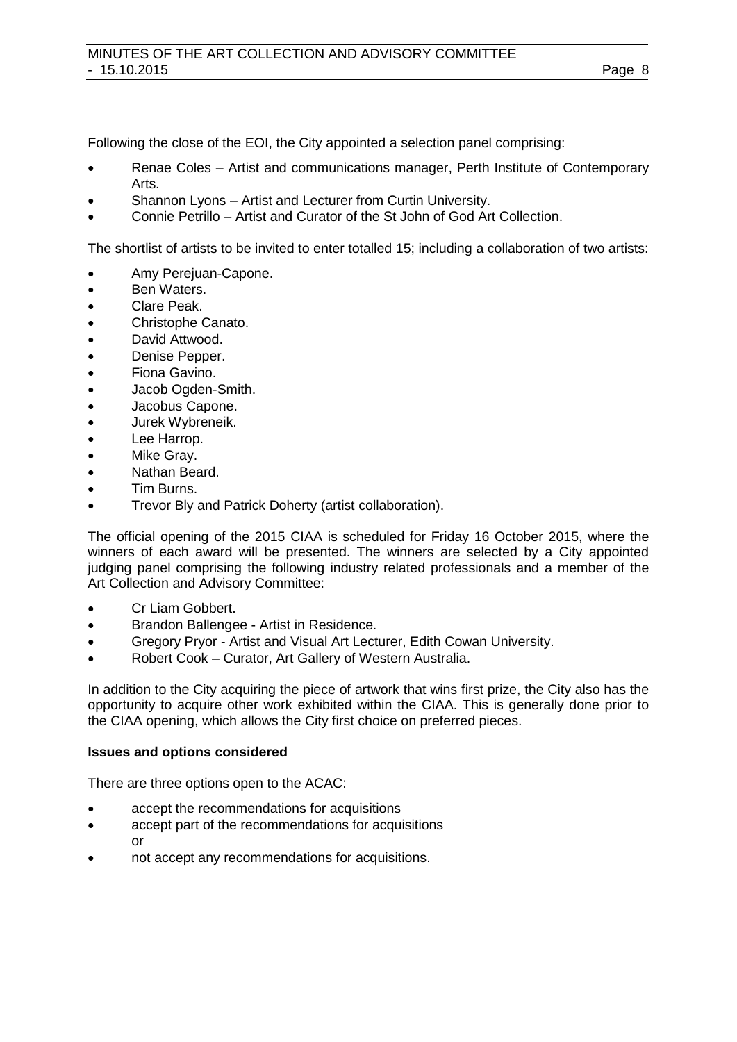Following the close of the EOI, the City appointed a selection panel comprising:

- Renae Coles – Artist and communications manager, Perth Institute of Contemporary Arts.
- Shannon Lyons – Artist and Lecturer from Curtin University.
- Connie Petrillo – Artist and Curator of the St John of God Art Collection.

The shortlist of artists to be invited to enter totalled 15; including a collaboration of two artists:

- Amy Perejuan-Capone.
- Ben Waters.
- Clare Peak.
- Christophe Canato.
- David Attwood.
- Denise Pepper.
- Fiona Gavino.
- Jacob Ogden-Smith.
- Jacobus Capone.
- Jurek Wybreneik.
- Lee Harrop.
- Mike Gray.
- Nathan Beard.
- Tim Burns.
- Trevor Bly and Patrick Doherty (artist collaboration).

The official opening of the 2015 CIAA is scheduled for Friday 16 October 2015, where the winners of each award will be presented. The winners are selected by a City appointed judging panel comprising the following industry related professionals and a member of the Art Collection and Advisory Committee:

- Cr Liam Gobbert.
- Brandon Ballengee - Artist in Residence.
- Gregory Pryor - Artist and Visual Art Lecturer, Edith Cowan University.
- Robert Cook – Curator, Art Gallery of Western Australia.

In addition to the City acquiring the piece of artwork that wins first prize, the City also has the opportunity to acquire other work exhibited within the CIAA. This is generally done prior to the CIAA opening, which allows the City first choice on preferred pieces.

**Issues and options considered**

There are three options open to the ACAC:

- accept the recommendations for acquisitions
- accept part of the recommendations for acquisitions
  or
- not accept any recommendations for acquisitions.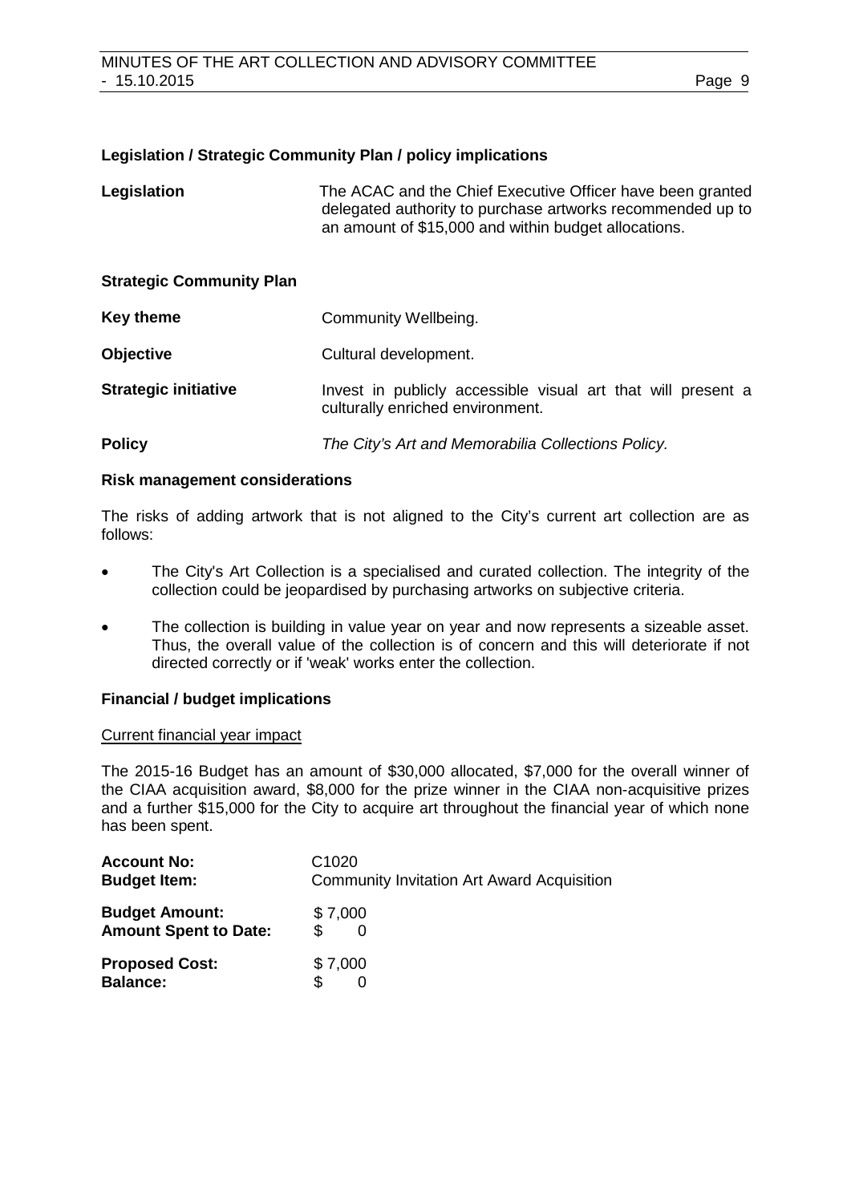### Legislation / Strategic Community Plan / policy implications

**Legislation** The ACAC and the Chief Executive Officer have been granted delegated authority to purchase artworks recommended up to an amount of $15,000 and within budget allocations.

**Strategic Community Plan**

**Key theme** Community Wellbeing.

**Objective** Cultural development.

**Strategic initiative** Invest in publicly accessible visual art that will present a culturally enriched environment.

**Policy** *The City's Art and Memorabilia Collections Policy.*

### Risk management considerations

The risks of adding artwork that is not aligned to the City's current art collection are as follows:

- The City's Art Collection is a specialised and curated collection. The integrity of the collection could be jeopardised by purchasing artworks on subjective criteria.
- The collection is building in value year on year and now represents a sizeable asset. Thus, the overall value of the collection is of concern and this will deteriorate if not directed correctly or if 'weak' works enter the collection.

### Financial / budget implications

Current financial year impact

The 2015-16 Budget has an amount of $30,000 allocated, $7,000 for the overall winner of the CIAA acquisition award, $8,000 for the prize winner in the CIAA non-acquisitive prizes and a further $15,000 for the City to acquire art throughout the financial year of which none has been spent.

| | |
|---|---|
| **Account No:** | C1020 |
| **Budget Item:** | Community Invitation Art Award Acquisition |
| **Budget Amount:** | $ 7,000 |
| **Amount Spent to Date:** | $ 0 |
| **Proposed Cost:** | $ 7,000 |
| **Balance:** | $ 0 |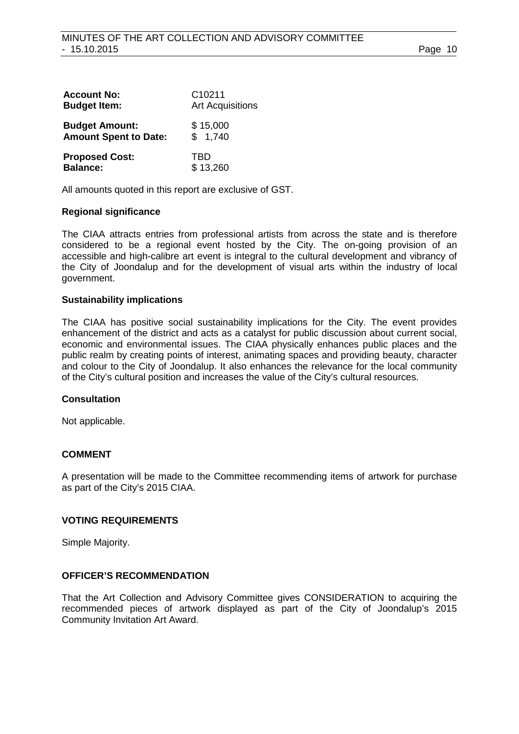| | |
|---|---|
| **Account No:** | C10211 |
| **Budget Item:** | Art Acquisitions |
| **Budget Amount:** | $ 15,000 |
| **Amount Spent to Date:** | $ 1,740 |
| **Proposed Cost:** | TBD |
| **Balance:** | $ 13,260 |

All amounts quoted in this report are exclusive of GST.

**Regional significance**

The CIAA attracts entries from professional artists from across the state and is therefore considered to be a regional event hosted by the City. The on-going provision of an accessible and high-calibre art event is integral to the cultural development and vibrancy of the City of Joondalup and for the development of visual arts within the industry of local government.

**Sustainability implications**

The CIAA has positive social sustainability implications for the City. The event provides enhancement of the district and acts as a catalyst for public discussion about current social, economic and environmental issues. The CIAA physically enhances public places and the public realm by creating points of interest, animating spaces and providing beauty, character and colour to the City of Joondalup. It also enhances the relevance for the local community of the City's cultural position and increases the value of the City's cultural resources.

**Consultation**

Not applicable.

**COMMENT**

A presentation will be made to the Committee recommending items of artwork for purchase as part of the City's 2015 CIAA.

**VOTING REQUIREMENTS**

Simple Majority.

**OFFICER'S RECOMMENDATION**

That the Art Collection and Advisory Committee gives CONSIDERATION to acquiring the recommended pieces of artwork displayed as part of the City of Joondalup's 2015 Community Invitation Art Award.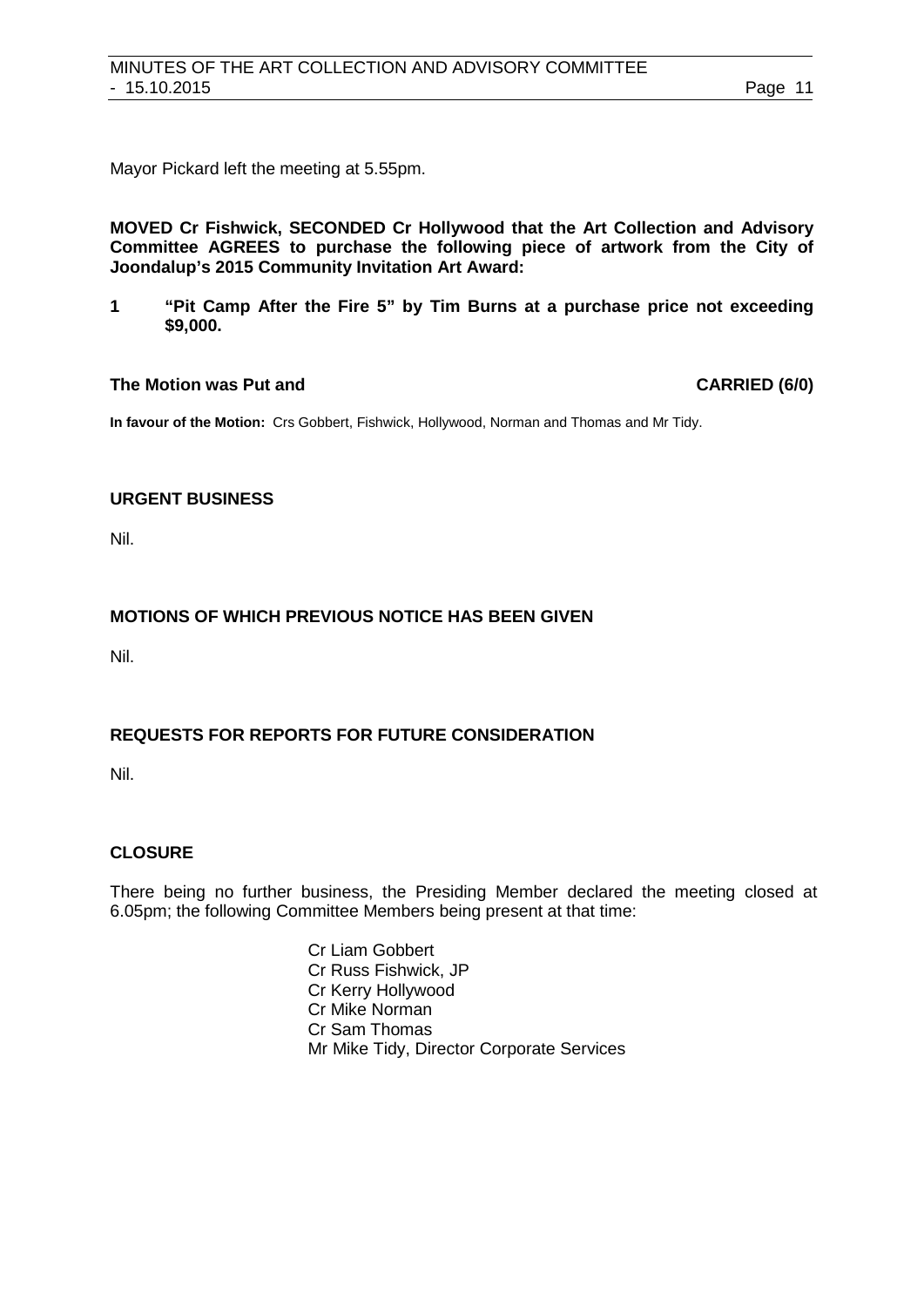Mayor Pickard left the meeting at 5.55pm.

**MOVED Cr Fishwick, SECONDED Cr Hollywood that the Art Collection and Advisory Committee AGREES to purchase the following piece of artwork from the City of Joondalup's 2015 Community Invitation Art Award:**

**1 "Pit Camp After the Fire 5" by Tim Burns at a purchase price not exceeding $9,000.**

**The Motion was Put and CARRIED (6/0)**

**In favour of the Motion:** Crs Gobbert, Fishwick, Hollywood, Norman and Thomas and Mr Tidy.

## URGENT BUSINESS

Nil.

## MOTIONS OF WHICH PREVIOUS NOTICE HAS BEEN GIVEN

Nil.

## REQUESTS FOR REPORTS FOR FUTURE CONSIDERATION

Nil.

## CLOSURE

There being no further business, the Presiding Member declared the meeting closed at 6.05pm; the following Committee Members being present at that time:

Cr Liam Gobbert
Cr Russ Fishwick, JP
Cr Kerry Hollywood
Cr Mike Norman
Cr Sam Thomas
Mr Mike Tidy, Director Corporate Services